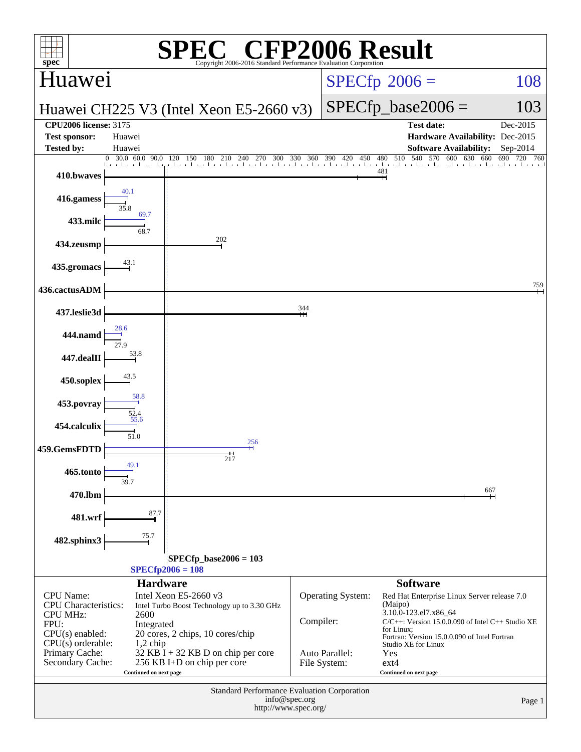# SPEC CFP2006 Result

Copyright 2006-2016 Standard Performance Evaluation Corporation

## Huawei

**Huawei CH225 V3 (Intel Xeon E5-2660 v3)**

SPECfp 2006 = 108

SPECfp_base2006 = 103

| | | | |
|---|---|---|---|
| **CPU2006 license:** 3175 | | **Test date:** | Dec-2015 |
| **Test sponsor:** | Huawei | **Hardware Availability:** | Dec-2015 |
| **Tested by:** | Huawei | **Software Availability:** | Sep-2014 |

| Benchmark | Peak | Base |
|---|---|---|
| 410.bwaves | | 481 |
| 416.gamess | 40.1 | 35.8 |
| 433.milc | 69.7 | 68.7 |
| 434.zeusmp | | 202 |
| 435.gromacs | | 43.1 |
| 436.cactusADM | | 759 |
| 437.leslie3d | | 344 |
| 444.namd | 28.6 | 27.9 |
| 447.dealII | | 53.8 |
| 450.soplex | | 43.5 |
| 453.povray | 58.8 | 52.4 |
| 454.calculix | 55.6 | 51.0 |
| 459.GemsFDTD | 256 | 217 |
| 465.tonto | 49.1 | 39.7 |
| 470.lbm | | 667 |
| 481.wrf | | 87.7 |
| 482.sphinx3 | | 75.7 |

SPECfp_base2006 = 103

SPECfp2006 = 108

### Hardware

| | |
|---|---|
| CPU Name: | Intel Xeon E5-2660 v3 |
| CPU Characteristics: | Intel Turbo Boost Technology up to 3.30 GHz |
| CPU MHz: | 2600 |
| FPU: | Integrated |
| CPU(s) enabled: | 20 cores, 2 chips, 10 cores/chip |
| CPU(s) orderable: | 1,2 chip |
| Primary Cache: | 32 KB I + 32 KB D on chip per core |
| Secondary Cache: | 256 KB I+D on chip per core |

Continued on next page

### Software

| | |
|---|---|
| Operating System: | Red Hat Enterprise Linux Server release 7.0 (Maipo) 3.10.0-123.el7.x86_64 |
| Compiler: | C/C++: Version 15.0.0.090 of Intel C++ Studio XE for Linux; Fortran: Version 15.0.0.090 of Intel Fortran Studio XE for Linux |
| Auto Parallel: | Yes |
| File System: | ext4 |

Continued on next page

Standard Performance Evaluation Corporation
info@spec.org
http://www.spec.org/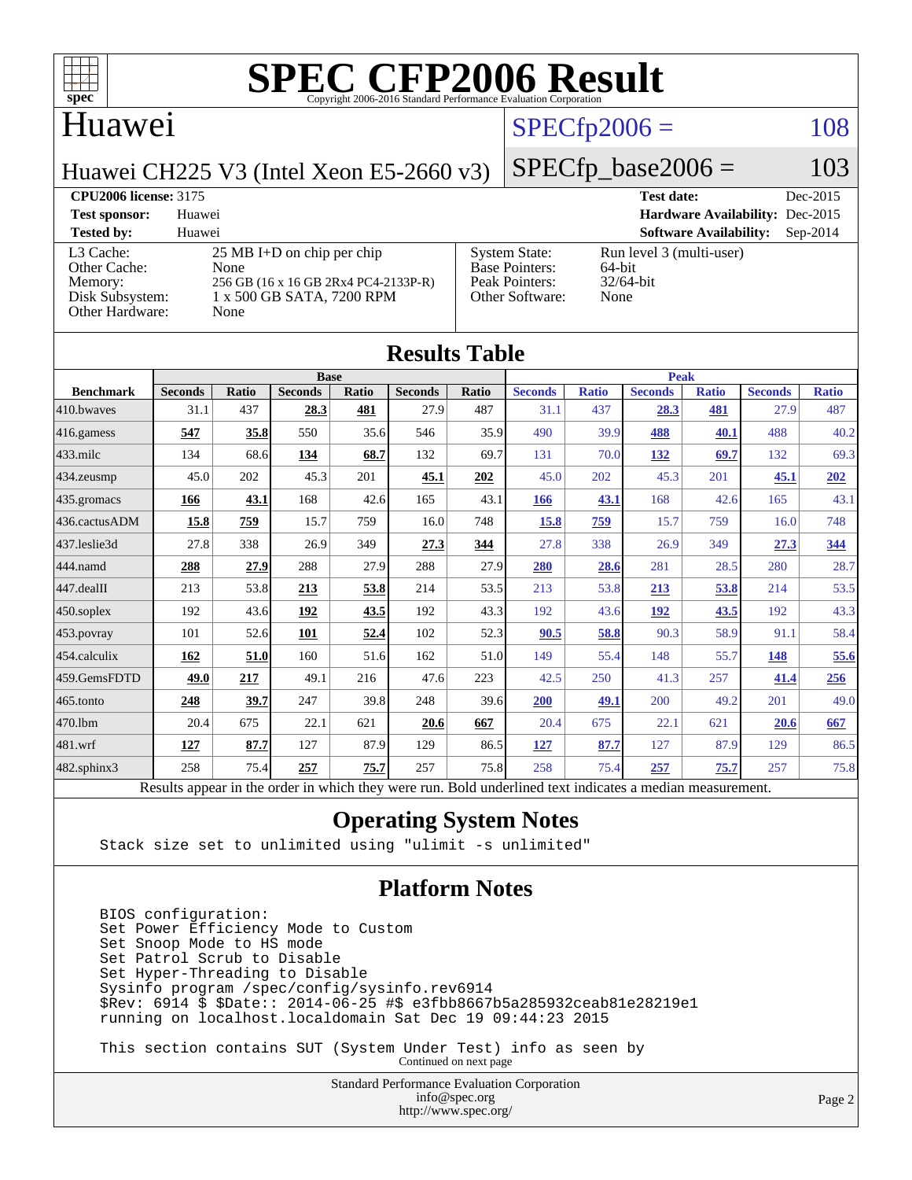# SPEC CFP2006 Result

Copyright 2006-2016 Standard Performance Evaluation Corporation

## Huawei

**Huawei CH225 V3 (Intel Xeon E5-2660 v3)**

SPECfp2006 = 108

SPECfp_base2006 = 103

| | | | |
|---|---|---|---|
| **CPU2006 license:** 3175 | | **Test date:** | Dec-2015 |
| **Test sponsor:** | Huawei | **Hardware Availability:** | Dec-2015 |
| **Tested by:** | Huawei | **Software Availability:** | Sep-2014 |

| | | | |
|---|---|---|---|
| L3 Cache: | 25 MB I+D on chip per chip | System State: | Run level 3 (multi-user) |
| Other Cache: | None | Base Pointers: | 64-bit |
| Memory: | 256 GB (16 x 16 GB 2Rx4 PC4-2133P-R) | Peak Pointers: | 32/64-bit |
| Disk Subsystem: | 1 x 500 GB SATA, 7200 RPM | Other Software: | None |
| Other Hardware: | None | | |

## Results Table

| Benchmark | Base | | | | | | Peak | | | | | |
|---|---|---|---|---|---|---|---|---|---|---|---|---|
| | Seconds | Ratio | Seconds | Ratio | Seconds | Ratio | Seconds | Ratio | Seconds | Ratio | Seconds | Ratio |
| 410.bwaves | 31.1 | 437 | **28.3** | **481** | 27.9 | 487 | 31.1 | 437 | **28.3** | **481** | 27.9 | 487 |
| 416.gamess | **547** | **35.8** | 550 | 35.6 | 546 | 35.9 | 490 | 39.9 | **488** | **40.1** | 488 | 40.2 |
| 433.milc | 134 | 68.6 | **134** | **68.7** | 132 | 69.7 | 131 | 70.0 | **132** | **69.7** | 132 | 69.3 |
| 434.zeusmp | 45.0 | 202 | 45.3 | 201 | **45.1** | **202** | 45.0 | 202 | 45.3 | 201 | **45.1** | **202** |
| 435.gromacs | **166** | **43.1** | 168 | 42.6 | 165 | 43.1 | **166** | **43.1** | 168 | 42.6 | 165 | 43.1 |
| 436.cactusADM | **15.8** | **759** | 15.7 | 759 | 16.0 | 748 | **15.8** | **759** | 15.7 | 759 | 16.0 | 748 |
| 437.leslie3d | 27.8 | 338 | 26.9 | 349 | **27.3** | **344** | 27.8 | 338 | 26.9 | 349 | **27.3** | **344** |
| 444.namd | **288** | **27.9** | 288 | 27.9 | 288 | 27.9 | **280** | **28.6** | 281 | 28.5 | 280 | 28.7 |
| 447.dealII | 213 | 53.8 | **213** | **53.8** | 214 | 53.5 | 213 | 53.8 | **213** | **53.8** | 214 | 53.5 |
| 450.soplex | 192 | 43.6 | **192** | **43.5** | 192 | 43.3 | 192 | 43.6 | **192** | **43.5** | 192 | 43.3 |
| 453.povray | 101 | 52.6 | **101** | **52.4** | 102 | 52.3 | **90.5** | **58.8** | 90.3 | 58.9 | 91.1 | 58.4 |
| 454.calculix | **162** | **51.0** | 160 | 51.6 | 162 | 51.0 | 149 | 55.4 | 148 | 55.7 | **148** | **55.6** |
| 459.GemsFDTD | **49.0** | **217** | 49.1 | 216 | 47.6 | 223 | 42.5 | 250 | 41.3 | 257 | **41.4** | **256** |
| 465.tonto | **248** | **39.7** | 247 | 39.8 | 248 | 39.6 | **200** | **49.1** | 200 | 49.2 | 201 | 49.0 |
| 470.lbm | 20.4 | 675 | 22.1 | 621 | **20.6** | **667** | 20.4 | 675 | 22.1 | 621 | **20.6** | **667** |
| 481.wrf | **127** | **87.7** | 127 | 87.9 | 129 | 86.5 | **127** | **87.7** | 127 | 87.9 | 129 | 86.5 |
| 482.sphinx3 | 258 | 75.4 | **257** | **75.7** | 257 | 75.8 | 258 | 75.4 | **257** | **75.7** | 257 | 75.8 |

Results appear in the order in which they were run. Bold underlined text indicates a median measurement.

## Operating System Notes

```
Stack size set to unlimited using "ulimit -s unlimited"
```

## Platform Notes

```
BIOS configuration:
Set Power Efficiency Mode to Custom
Set Snoop Mode to HS mode
Set Patrol Scrub to Disable
Set Hyper-Threading to Disable
Sysinfo program /spec/config/sysinfo.rev6914
$Rev: 6914 $ $Date:: 2014-06-25 #$ e3fbb8667b5a285932ceab81e28219e1
running on localhost.localdomain Sat Dec 19 09:44:23 2015

This section contains SUT (System Under Test) info as seen by
```

Continued on next page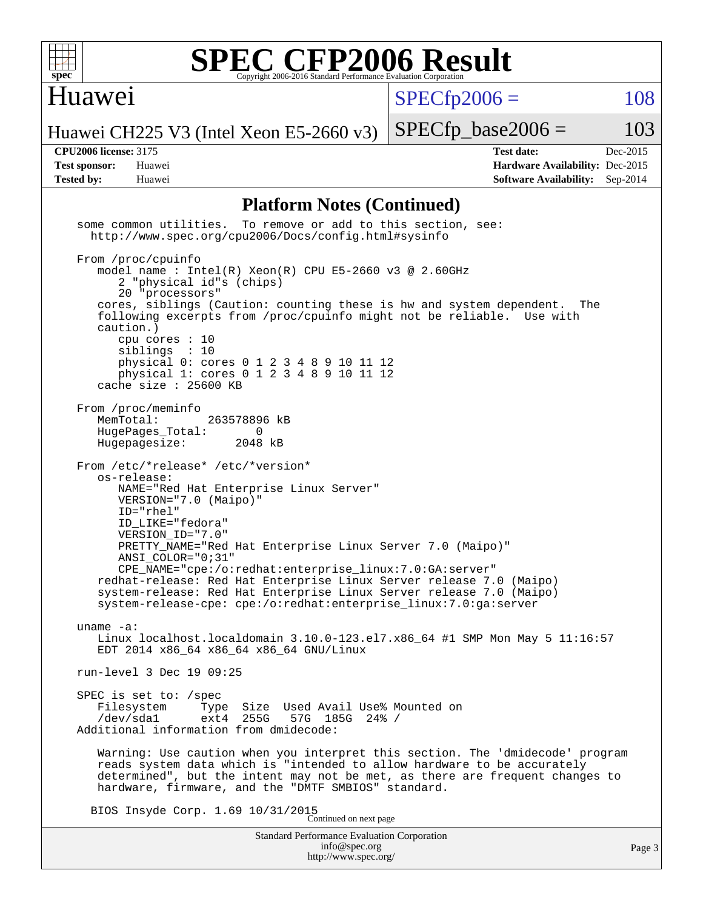# SPEC CFP2006 Result

Copyright 2006-2016 Standard Performance Evaluation Corporation

## Huawei

Huawei CH225 V3 (Intel Xeon E5-2660 v3)

| | |
|---|---|
| SPECfp2006 = | 108 |
| SPECfp_base2006 = | 103 |

| | | | |
|---|---|---|---|
| **CPU2006 license:** | 3175 | **Test date:** | Dec-2015 |
| **Test sponsor:** | Huawei | **Hardware Availability:** | Dec-2015 |
| **Tested by:** | Huawei | **Software Availability:** | Sep-2014 |

### Platform Notes (Continued)

```
some common utilities.  To remove or add to this section, see:
  http://www.spec.org/cpu2006/Docs/config.html#sysinfo

From /proc/cpuinfo
   model name : Intel(R) Xeon(R) CPU E5-2660 v3 @ 2.60GHz
      2 "physical id"s (chips)
      20 "processors"
   cores, siblings (Caution: counting these is hw and system dependent.  The
   following excerpts from /proc/cpuinfo might not be reliable.  Use with
   caution.)
      cpu cores : 10
      siblings  : 10
      physical 0: cores 0 1 2 3 4 8 9 10 11 12
      physical 1: cores 0 1 2 3 4 8 9 10 11 12
   cache size : 25600 KB

From /proc/meminfo
   MemTotal:       263578896 kB
   HugePages_Total:       0
   Hugepagesize:       2048 kB

From /etc/*release* /etc/*version*
   os-release:
      NAME="Red Hat Enterprise Linux Server"
      VERSION="7.0 (Maipo)"
      ID="rhel"
      ID_LIKE="fedora"
      VERSION_ID="7.0"
      PRETTY_NAME="Red Hat Enterprise Linux Server 7.0 (Maipo)"
      ANSI_COLOR="0;31"
      CPE_NAME="cpe:/o:redhat:enterprise_linux:7.0:GA:server"
   redhat-release: Red Hat Enterprise Linux Server release 7.0 (Maipo)
   system-release: Red Hat Enterprise Linux Server release 7.0 (Maipo)
   system-release-cpe: cpe:/o:redhat:enterprise_linux:7.0:ga:server

uname -a:
   Linux localhost.localdomain 3.10.0-123.el7.x86_64 #1 SMP Mon May 5 11:16:57
   EDT 2014 x86_64 x86_64 x86_64 GNU/Linux

run-level 3 Dec 19 09:25

SPEC is set to: /spec
   Filesystem     Type  Size  Used Avail Use% Mounted on
   /dev/sda1      ext4  255G   57G  185G  24% /
Additional information from dmidecode:

   Warning: Use caution when you interpret this section. The 'dmidecode' program
   reads system data which is "intended to allow hardware to be accurately
   determined", but the intent may not be met, as there are frequent changes to
   hardware, firmware, and the "DMTF SMBIOS" standard.

  BIOS Insyde Corp. 1.69 10/31/2015
```

Continued on next page

Standard Performance Evaluation Corporation
info@spec.org
http://www.spec.org/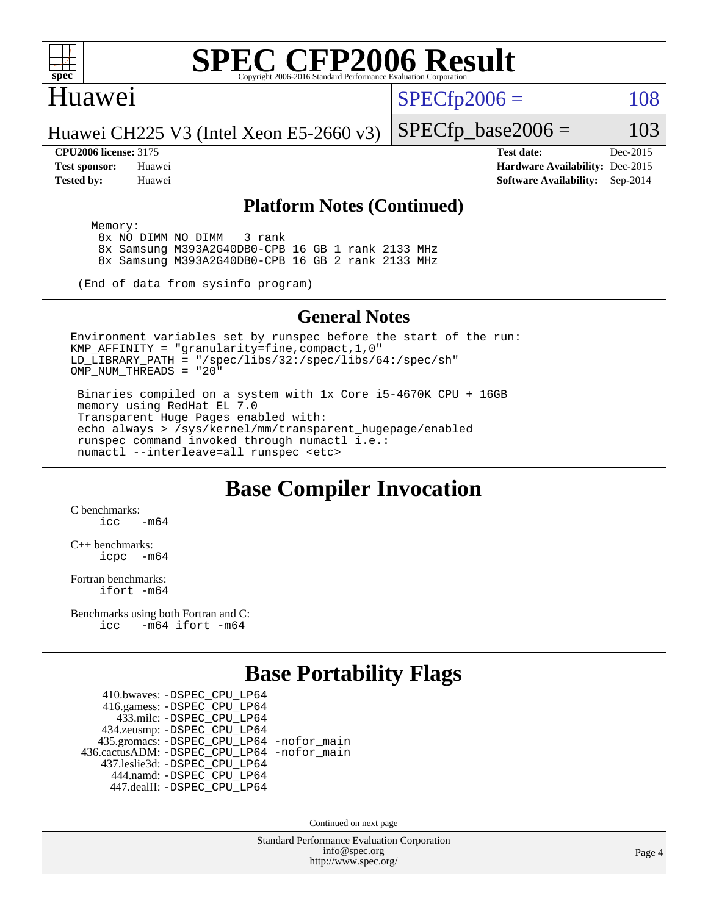# SPEC CFP2006 Result

Copyright 2006-2016 Standard Performance Evaluation Corporation

## Huawei

Huawei CH225 V3 (Intel Xeon E5-2660 v3)

SPECfp2006 = 108

SPECfp_base2006 = 103

| | | | |
|---|---|---|---|
| **CPU2006 license:** 3175 | | **Test date:** | Dec-2015 |
| **Test sponsor:** | Huawei | **Hardware Availability:** | Dec-2015 |
| **Tested by:** | Huawei | **Software Availability:** | Sep-2014 |

### Platform Notes (Continued)

```
   Memory:
     8x NO DIMM NO DIMM   3 rank
     8x Samsung M393A2G40DB0-CPB 16 GB 1 rank 2133 MHz
     8x Samsung M393A2G40DB0-CPB 16 GB 2 rank 2133 MHz

 (End of data from sysinfo program)
```

### General Notes

```
Environment variables set by runspec before the start of the run:
KMP_AFFINITY = "granularity=fine,compact,1,0"
LD_LIBRARY_PATH = "/spec/libs/32:/spec/libs/64:/spec/sh"
OMP_NUM_THREADS = "20"

 Binaries compiled on a system with 1x Core i5-4670K CPU + 16GB
 memory using RedHat EL 7.0
 Transparent Huge Pages enabled with:
 echo always > /sys/kernel/mm/transparent_hugepage/enabled
 runspec command invoked through numactl i.e.:
 numactl --interleave=all runspec <etc>
```

## Base Compiler Invocation

C benchmarks:
    icc   -m64

C++ benchmarks:
    icpc  -m64

Fortran benchmarks:
    ifort -m64

Benchmarks using both Fortran and C:
    icc   -m64 ifort -m64

## Base Portability Flags

410.bwaves: -DSPEC_CPU_LP64
416.gamess: -DSPEC_CPU_LP64
433.milc: -DSPEC_CPU_LP64
434.zeusmp: -DSPEC_CPU_LP64
435.gromacs: -DSPEC_CPU_LP64 -nofor_main
436.cactusADM: -DSPEC_CPU_LP64 -nofor_main
437.leslie3d: -DSPEC_CPU_LP64
444.namd: -DSPEC_CPU_LP64
447.dealII: -DSPEC_CPU_LP64

Continued on next page

Standard Performance Evaluation Corporation
info@spec.org
http://www.spec.org/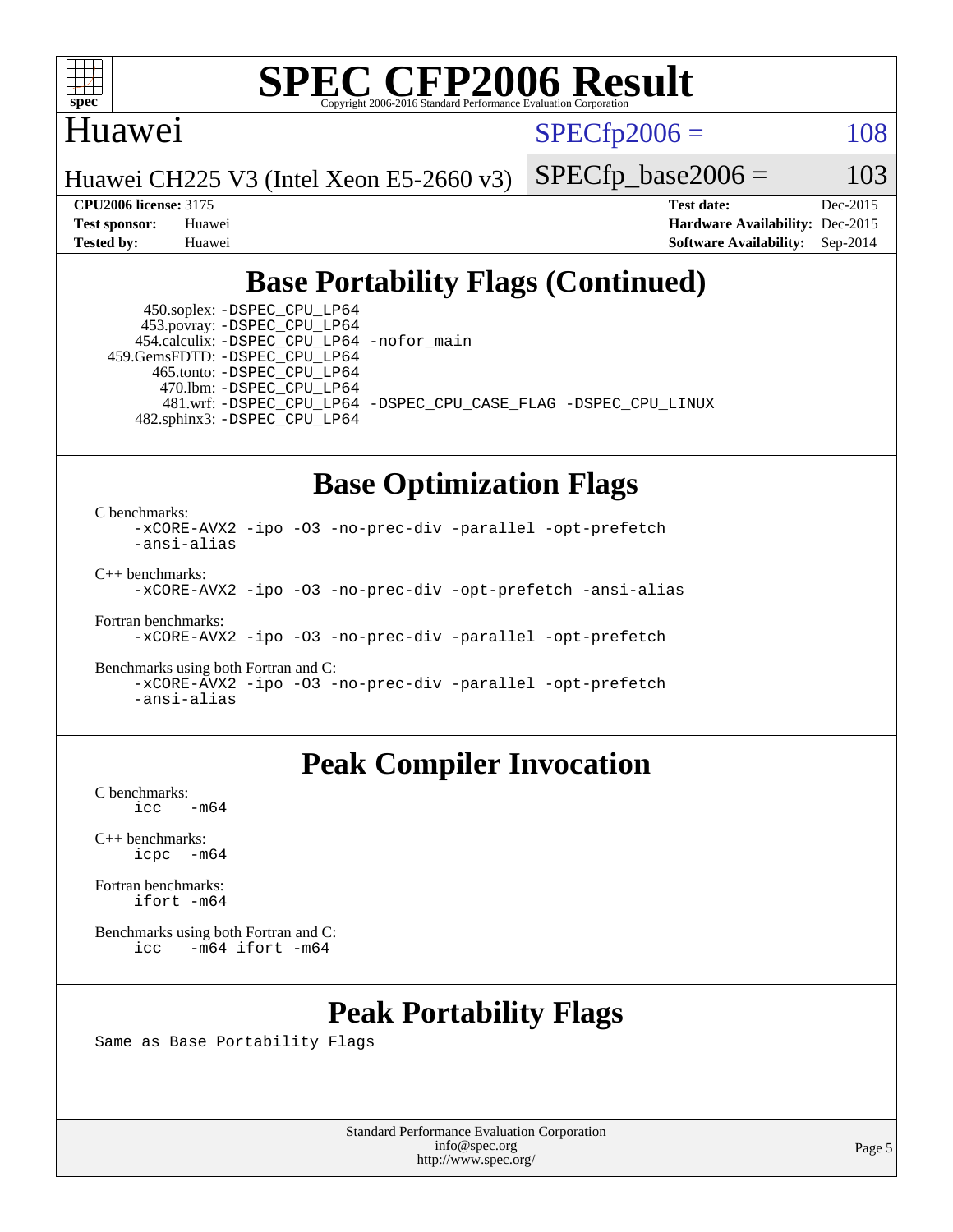Huawei

Huawei CH225 V3 (Intel Xeon E5-2660 v3)

SPECfp2006 = 108

SPECfp_base2006 = 103

**CPU2006 license:** 3175
**Test sponsor:** Huawei
**Tested by:** Huawei

**Test date:** Dec-2015
**Hardware Availability:** Dec-2015
**Software Availability:** Sep-2014

## Base Portability Flags (Continued)

450.soplex: -DSPEC_CPU_LP64
453.povray: -DSPEC_CPU_LP64
454.calculix: -DSPEC_CPU_LP64 -nofor_main
459.GemsFDTD: -DSPEC_CPU_LP64
465.tonto: -DSPEC_CPU_LP64
470.lbm: -DSPEC_CPU_LP64
481.wrf: -DSPEC_CPU_LP64 -DSPEC_CPU_CASE_FLAG -DSPEC_CPU_LINUX
482.sphinx3: -DSPEC_CPU_LP64

## Base Optimization Flags

C benchmarks:
-xCORE-AVX2 -ipo -O3 -no-prec-div -parallel -opt-prefetch -ansi-alias

C++ benchmarks:
-xCORE-AVX2 -ipo -O3 -no-prec-div -opt-prefetch -ansi-alias

Fortran benchmarks:
-xCORE-AVX2 -ipo -O3 -no-prec-div -parallel -opt-prefetch

Benchmarks using both Fortran and C:
-xCORE-AVX2 -ipo -O3 -no-prec-div -parallel -opt-prefetch -ansi-alias

## Peak Compiler Invocation

C benchmarks:
icc -m64

C++ benchmarks:
icpc -m64

Fortran benchmarks:
ifort -m64

Benchmarks using both Fortran and C:
icc -m64 ifort -m64

## Peak Portability Flags

Same as Base Portability Flags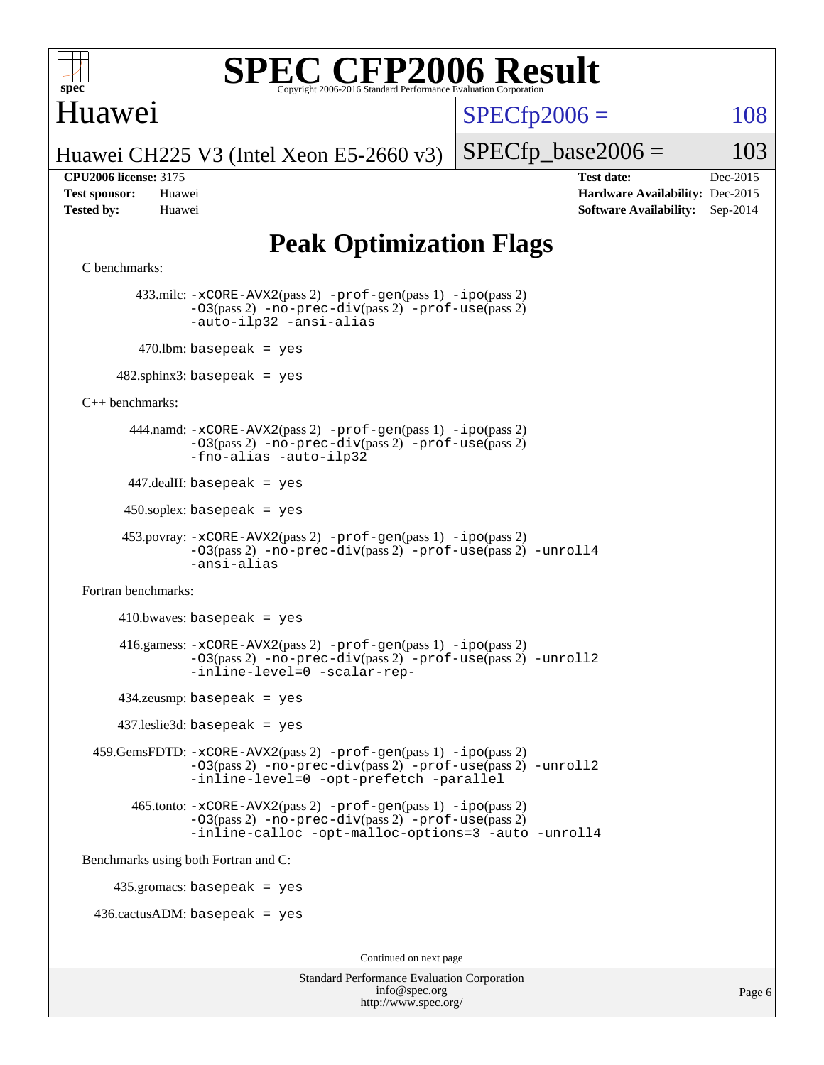# Peak Optimization Flags

C benchmarks:

433.milc: -xCORE-AVX2(pass 2) -prof-gen(pass 1) -ipo(pass 2) -O3(pass 2) -no-prec-div(pass 2) -prof-use(pass 2) -auto-ilp32 -ansi-alias

470.lbm: basepeak = yes

482.sphinx3: basepeak = yes

C++ benchmarks:

444.namd: -xCORE-AVX2(pass 2) -prof-gen(pass 1) -ipo(pass 2) -O3(pass 2) -no-prec-div(pass 2) -prof-use(pass 2) -fno-alias -auto-ilp32

447.dealII: basepeak = yes

450.soplex: basepeak = yes

453.povray: -xCORE-AVX2(pass 2) -prof-gen(pass 1) -ipo(pass 2) -O3(pass 2) -no-prec-div(pass 2) -prof-use(pass 2) -unroll4 -ansi-alias

Fortran benchmarks:

410.bwaves: basepeak = yes

416.gamess: -xCORE-AVX2(pass 2) -prof-gen(pass 1) -ipo(pass 2) -O3(pass 2) -no-prec-div(pass 2) -prof-use(pass 2) -unroll2 -inline-level=0 -scalar-rep-

434.zeusmp: basepeak = yes

437.leslie3d: basepeak = yes

459.GemsFDTD: -xCORE-AVX2(pass 2) -prof-gen(pass 1) -ipo(pass 2) -O3(pass 2) -no-prec-div(pass 2) -prof-use(pass 2) -unroll2 -inline-level=0 -opt-prefetch -parallel

465.tonto: -xCORE-AVX2(pass 2) -prof-gen(pass 1) -ipo(pass 2) -O3(pass 2) -no-prec-div(pass 2) -prof-use(pass 2) -inline-calloc -opt-malloc-options=3 -auto -unroll4

Benchmarks using both Fortran and C:

435.gromacs: basepeak = yes

436.cactusADM: basepeak = yes

Continued on next page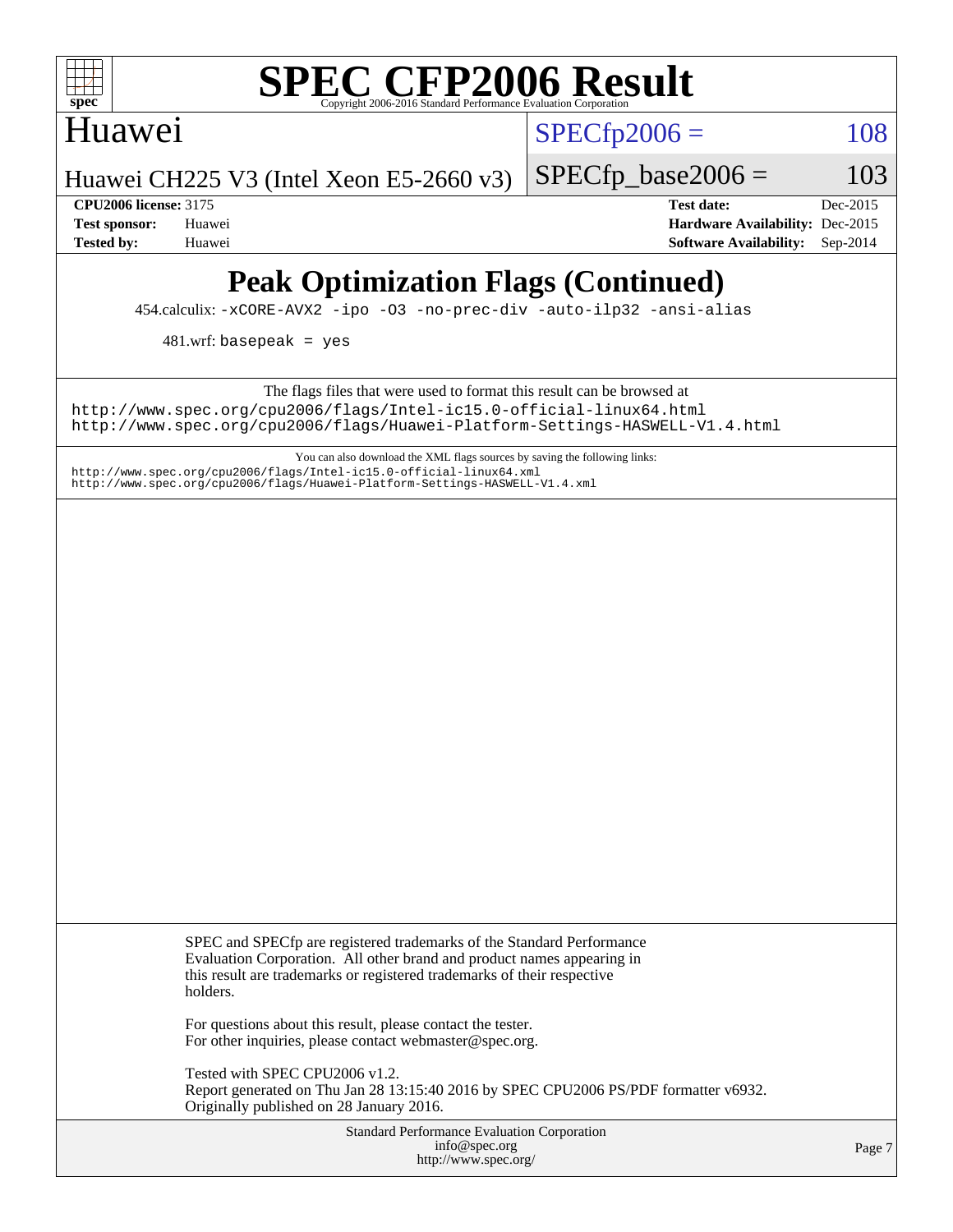# Peak Optimization Flags (Continued)

454.calculix: `-xCORE-AVX2 -ipo -O3 -no-prec-div -auto-ilp32 -ansi-alias`

481.wrf: `basepeak = yes`

The flags files that were used to format this result can be browsed at
http://www.spec.org/cpu2006/flags/Intel-ic15.0-official-linux64.html
http://www.spec.org/cpu2006/flags/Huawei-Platform-Settings-HASWELL-V1.4.html

You can also download the XML flags sources by saving the following links:
http://www.spec.org/cpu2006/flags/Intel-ic15.0-official-linux64.xml
http://www.spec.org/cpu2006/flags/Huawei-Platform-Settings-HASWELL-V1.4.xml

SPEC and SPECfp are registered trademarks of the Standard Performance Evaluation Corporation. All other brand and product names appearing in this result are trademarks or registered trademarks of their respective holders.

For questions about this result, please contact the tester.
For other inquiries, please contact webmaster@spec.org.

Tested with SPEC CPU2006 v1.2.
Report generated on Thu Jan 28 13:15:40 2016 by SPEC CPU2006 PS/PDF formatter v6932.
Originally published on 28 January 2016.